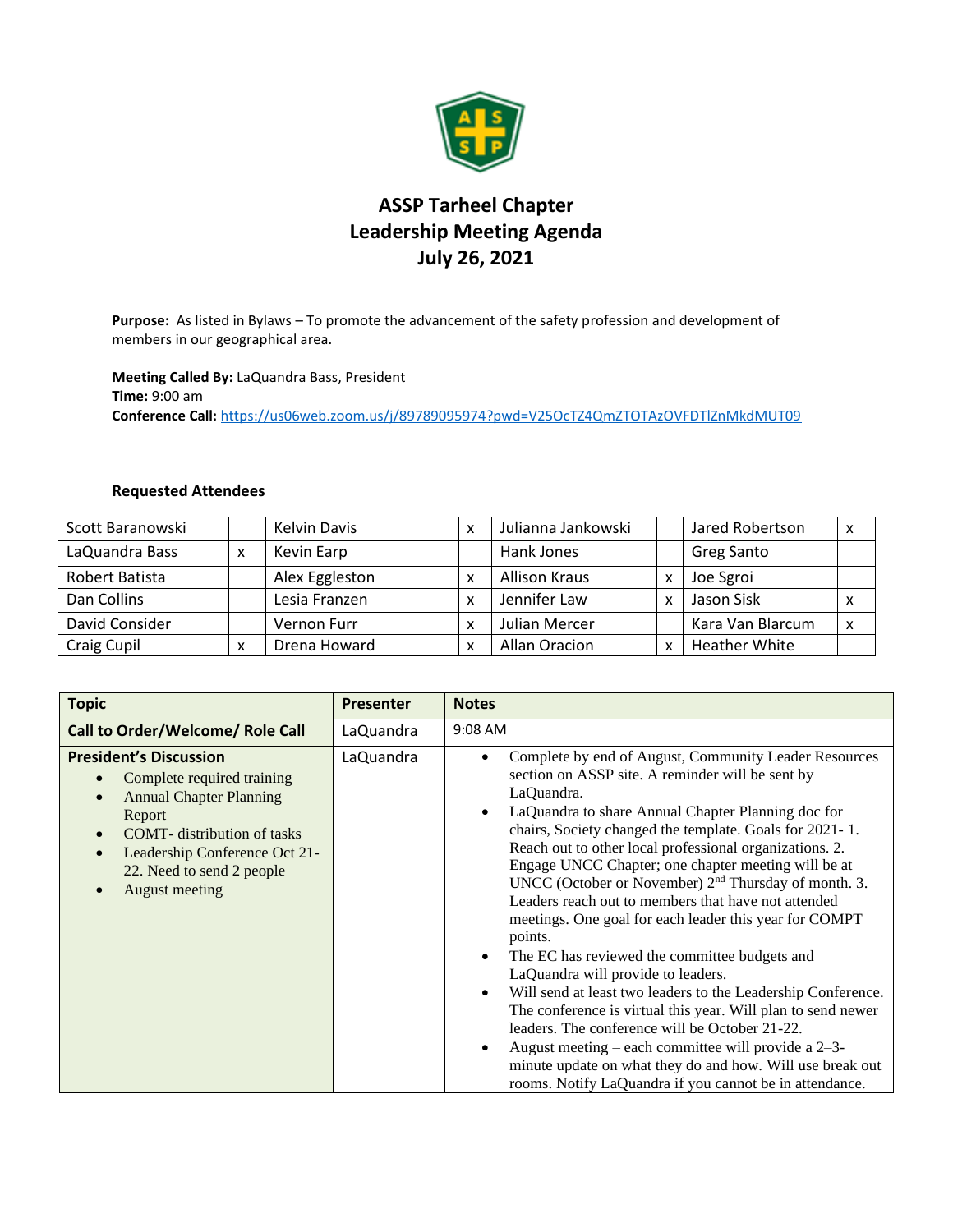# ASSP Tarheel Chapter
## Leadership Meeting Agenda
## July 26, 2021

**Purpose:** As listed in Bylaws – To promote the advancement of the safety profession and development of members in our geographical area.

**Meeting Called By:** LaQuandra Bass, President
**Time:** 9:00 am
**Conference Call:** [https://us06web.zoom.us/j/89789095974?pwd=V25OcTZ4QmZTOTAzOVFDTlZnMkdMUT09](https://us06web.zoom.us/j/89789095974?pwd=V25OcTZ4QmZTOTAzOVFDTlZnMkdMUT09)

### Requested Attendees

| | | | | | | | |
|---|---|---|---|---|---|---|---|
| Scott Baranowski | | Kelvin Davis | x | Julianna Jankowski | | Jared Robertson | x |
| LaQuandra Bass | x | Kevin Earp | | Hank Jones | | Greg Santo | |
| Robert Batista | | Alex Eggleston | x | Allison Kraus | x | Joe Sgroi | |
| Dan Collins | | Lesia Franzen | x | Jennifer Law | x | Jason Sisk | x |
| David Consider | | Vernon Furr | x | Julian Mercer | | Kara Van Blarcum | x |
| Craig Cupil | x | Drena Howard | x | Allan Oracion | x | Heather White | |

| Topic | Presenter | Notes |
|---|---|---|
| **Call to Order/Welcome/ Role Call** | LaQuandra | 9:08 AM |
| **President's Discussion**<br>• Complete required training<br>• Annual Chapter Planning Report<br>• COMT- distribution of tasks<br>• Leadership Conference Oct 21-22. Need to send 2 people<br>• August meeting | LaQuandra | • Complete by end of August, Community Leader Resources section on ASSP site. A reminder will be sent by LaQuandra.<br>• LaQuandra to share Annual Chapter Planning doc for chairs, Society changed the template. Goals for 2021- 1. Reach out to other local professional organizations. 2. Engage UNCC Chapter; one chapter meeting will be at UNCC (October or November) 2nd Thursday of month. 3. Leaders reach out to members that have not attended meetings. One goal for each leader this year for COMPT points.<br>• The EC has reviewed the committee budgets and LaQuandra will provide to leaders.<br>• Will send at least two leaders to the Leadership Conference. The conference is virtual this year. Will plan to send newer leaders. The conference will be October 21-22.<br>• August meeting – each committee will provide a 2–3-minute update on what they do and how. Will use break out rooms. Notify LaQuandra if you cannot be in attendance. |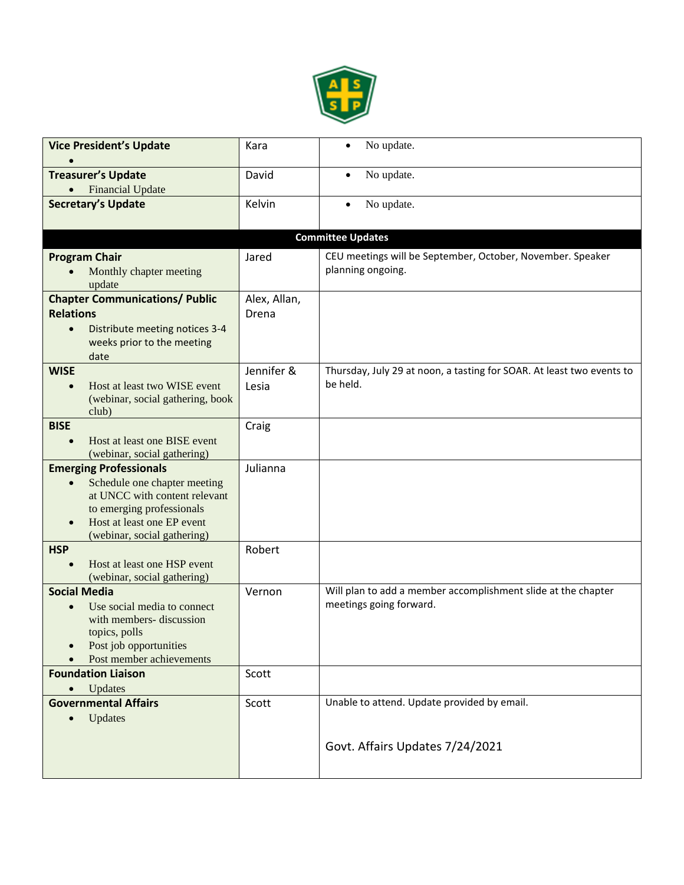| Vice President's Update<br>• | Kara | • No update. |
|---|---|---|
| **Treasurer's Update**<br>• Financial Update | David | • No update. |
| **Secretary's Update** | Kelvin | • No update. |
| **Committee Updates** | | |
| **Program Chair**<br>• Monthly chapter meeting update | Jared | CEU meetings will be September, October, November. Speaker planning ongoing. |
| **Chapter Communications/ Public Relations**<br>• Distribute meeting notices 3-4 weeks prior to the meeting date | Alex, Allan, Drena | |
| **WISE**<br>• Host at least two WISE event (webinar, social gathering, book club) | Jennifer & Lesia | Thursday, July 29 at noon, a tasting for SOAR. At least two events to be held. |
| **BISE**<br>• Host at least one BISE event (webinar, social gathering) | Craig | |
| **Emerging Professionals**<br>• Schedule one chapter meeting at UNCC with content relevant to emerging professionals<br>• Host at least one EP event (webinar, social gathering) | Julianna | |
| **HSP**<br>• Host at least one HSP event (webinar, social gathering) | Robert | |
| **Social Media**<br>• Use social media to connect with members- discussion topics, polls<br>• Post job opportunities<br>• Post member achievements | Vernon | Will plan to add a member accomplishment slide at the chapter meetings going forward. |
| **Foundation Liaison**<br>• Updates | Scott | |
| **Governmental Affairs**<br>• Updates | Scott | Unable to attend. Update provided by email.<br><br>Govt. Affairs Updates 7/24/2021 |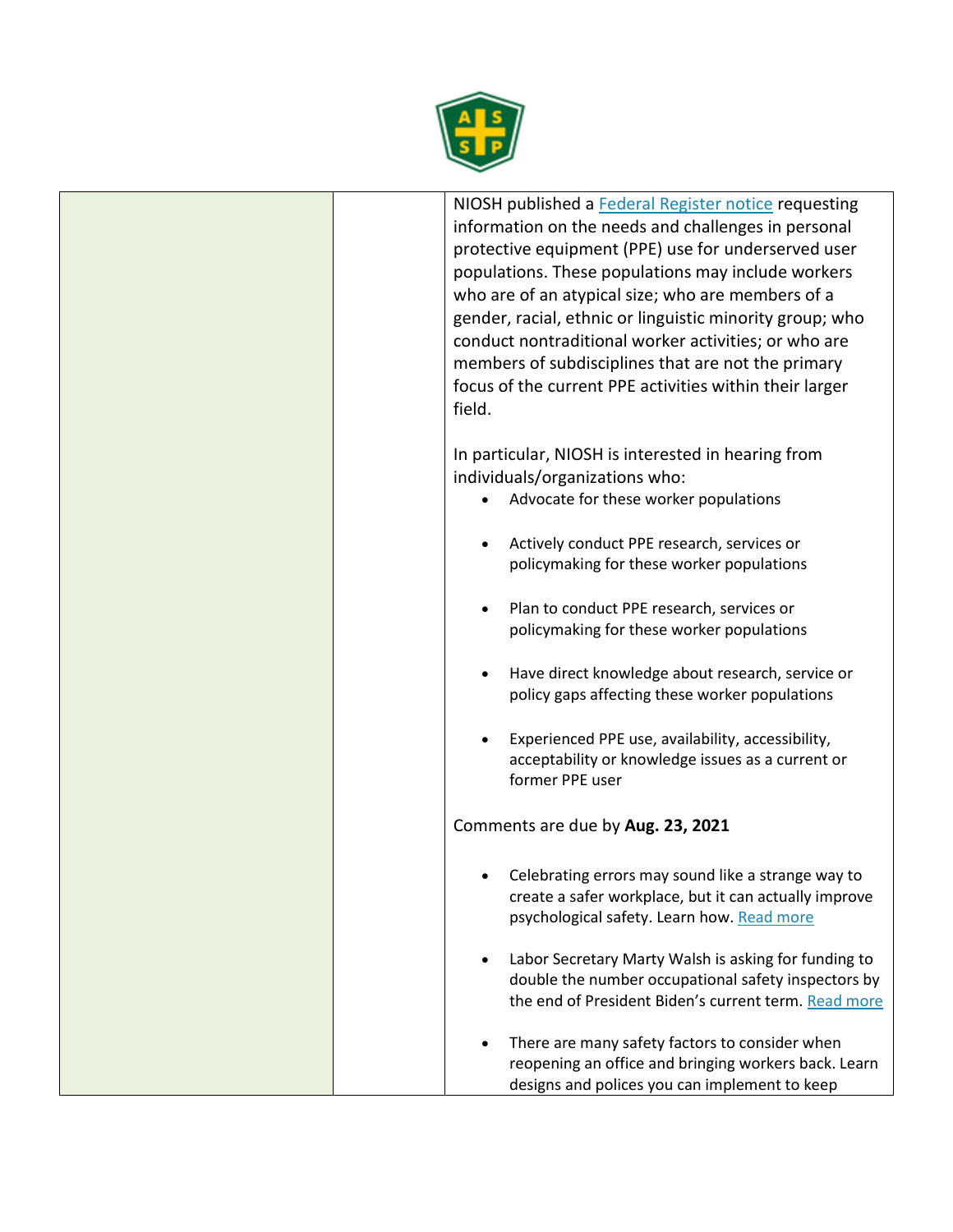| | | |
|---|---|---|
| | | NIOSH published a [Federal Register notice](#) requesting information on the needs and challenges in personal protective equipment (PPE) use for underserved user populations. These populations may include workers who are of an atypical size; who are members of a gender, racial, ethnic or linguistic minority group; who conduct nontraditional worker activities; or who are members of subdisciplines that are not the primary focus of the current PPE activities within their larger field.<br><br>In particular, NIOSH is interested in hearing from individuals/organizations who:<br>• Advocate for these worker populations<br>• Actively conduct PPE research, services or policymaking for these worker populations<br>• Plan to conduct PPE research, services or policymaking for these worker populations<br>• Have direct knowledge about research, service or policy gaps affecting these worker populations<br>• Experienced PPE use, availability, accessibility, acceptability or knowledge issues as a current or former PPE user<br><br>Comments are due by **Aug. 23, 2021**<br><br>• Celebrating errors may sound like a strange way to create a safer workplace, but it can actually improve psychological safety. Learn how. [Read more](#)<br>• Labor Secretary Marty Walsh is asking for funding to double the number occupational safety inspectors by the end of President Biden's current term. [Read more](#)<br>• There are many safety factors to consider when reopening an office and bringing workers back. Learn designs and polices you can implement to keep |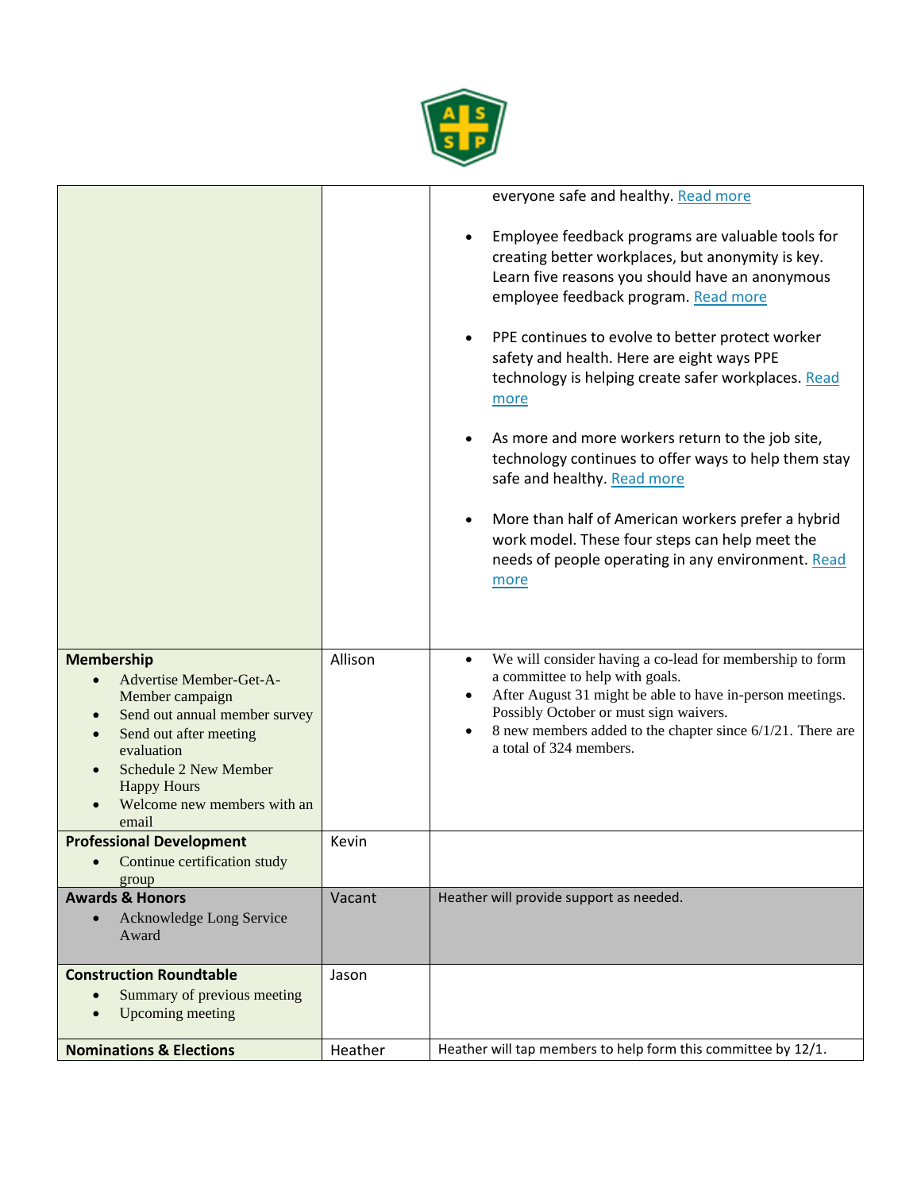| | | |
|---|---|---|
| | | everyone safe and healthy. Read more<br><br>• Employee feedback programs are valuable tools for creating better workplaces, but anonymity is key. Learn five reasons you should have an anonymous employee feedback program. Read more<br><br>• PPE continues to evolve to better protect worker safety and health. Here are eight ways PPE technology is helping create safer workplaces. Read more<br><br>• As more and more workers return to the job site, technology continues to offer ways to help them stay safe and healthy. Read more<br><br>• More than half of American workers prefer a hybrid work model. These four steps can help meet the needs of people operating in any environment. Read more |
| **Membership**<br>• Advertise Member-Get-A-Member campaign<br>• Send out annual member survey<br>• Send out after meeting evaluation<br>• Schedule 2 New Member Happy Hours<br>• Welcome new members with an email | Allison | • We will consider having a co-lead for membership to form a committee to help with goals.<br>• After August 31 might be able to have in-person meetings. Possibly October or must sign waivers.<br>• 8 new members added to the chapter since 6/1/21. There are a total of 324 members. |
| **Professional Development**<br>• Continue certification study group | Kevin | |
| **Awards & Honors**<br>• Acknowledge Long Service Award | Vacant | Heather will provide support as needed. |
| **Construction Roundtable**<br>• Summary of previous meeting<br>• Upcoming meeting | Jason | |
| **Nominations & Elections** | Heather | Heather will tap members to help form this committee by 12/1. |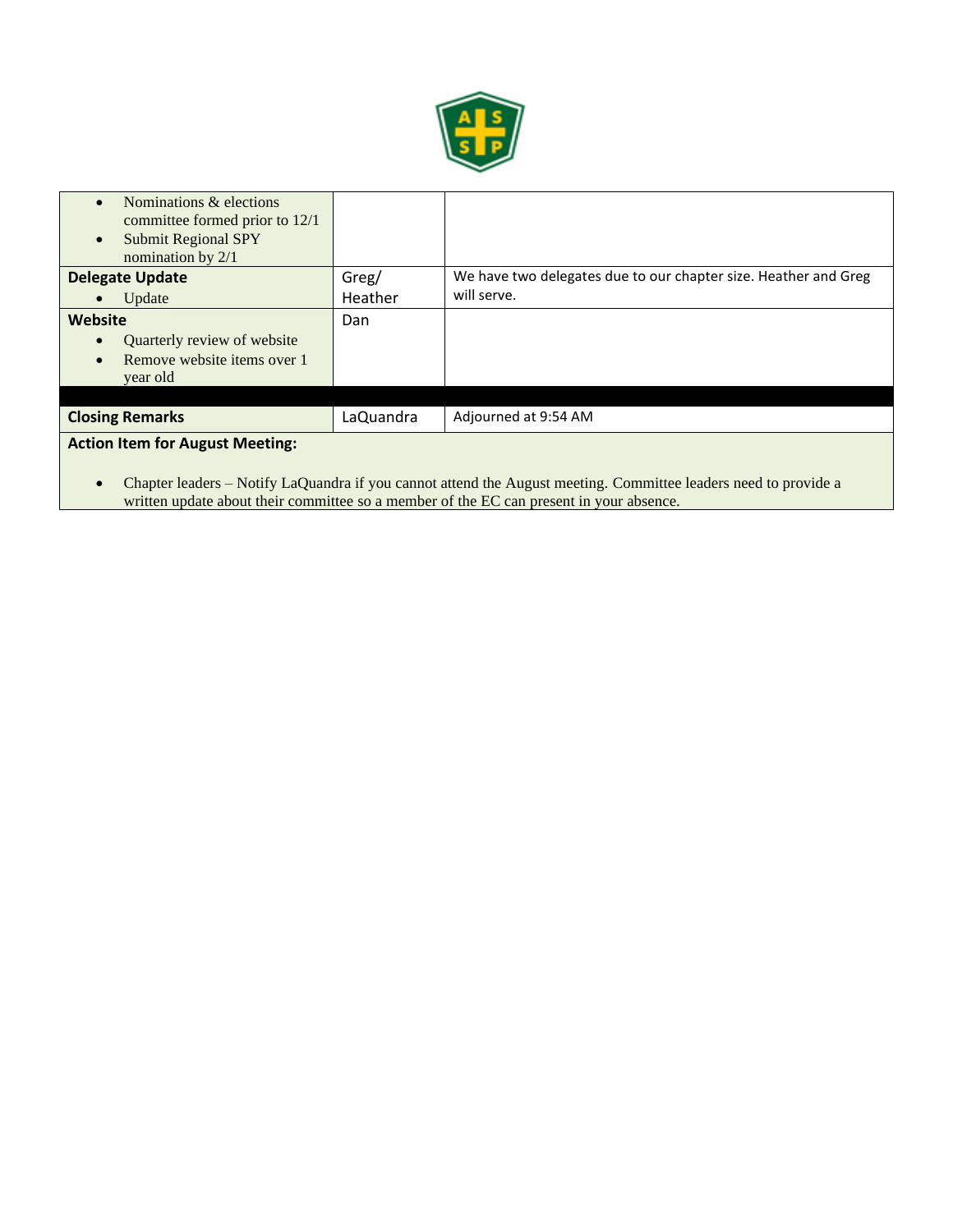| | | |
|---|---|---|
| • Nominations & elections committee formed prior to 12/1<br>• Submit Regional SPY nomination by 2/1 | | |
| **Delegate Update**<br>• Update | Greg/ Heather | We have two delegates due to our chapter size. Heather and Greg will serve. |
| **Website**<br>• Quarterly review of website<br>• Remove website items over 1 year old | Dan | |
| | | |
| **Closing Remarks** | LaQuandra | Adjourned at 9:54 AM |

**Action Item for August Meeting:**

- Chapter leaders – Notify LaQuandra if you cannot attend the August meeting. Committee leaders need to provide a written update about their committee so a member of the EC can present in your absence.